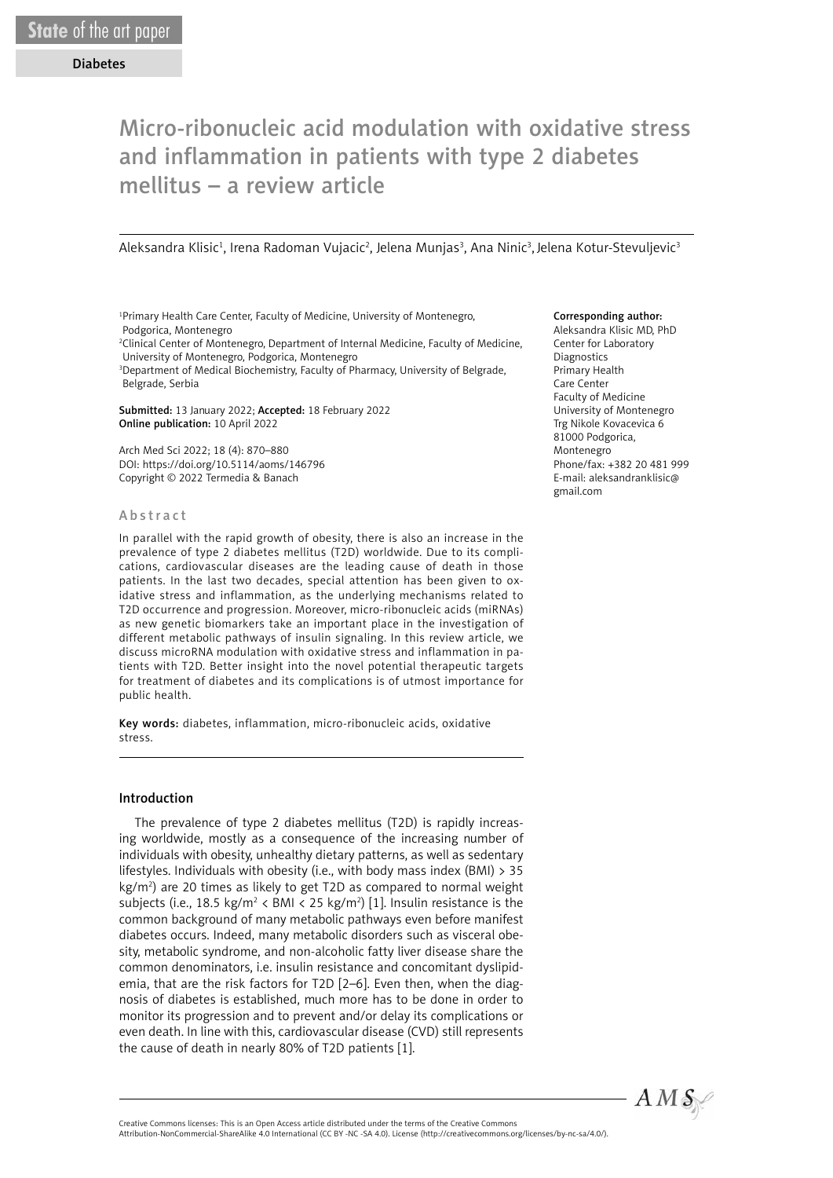State of the art paper

Diabetes

# Micro-ribonucleic acid modulation with oxidative stress and inflammation in patients with type 2 diabetes mellitus – a review article

Aleksandra Klisic[1], Irena Radoman Vujacic[2], Jelena Munjas[3], Ana Ninic[3], Jelena Kotur-Stevuljevic[3]

[1]Primary Health Care Center, Faculty of Medicine, University of Montenegro, Podgorica, Montenegro
[2]Clinical Center of Montenegro, Department of Internal Medicine, Faculty of Medicine, University of Montenegro, Podgorica, Montenegro
[3]Department of Medical Biochemistry, Faculty of Pharmacy, University of Belgrade, Belgrade, Serbia

**Submitted:** 13 January 2022; **Accepted:** 18 February 2022
**Online publication:** 10 April 2022

Arch Med Sci 2022; 18 (4): 870–880
DOI: https://doi.org/10.5114/aoms/146796
Copyright © 2022 Termedia & Banach

**Corresponding author:**
Aleksandra Klisic MD, PhD
Center for Laboratory Diagnostics
Primary Health Care Center
Faculty of Medicine
University of Montenegro
Trg Nikole Kovacevica 6
81000 Podgorica, Montenegro
Phone/fax: +382 20 481 999
E-mail: aleksandranklisic@gmail.com

## Abstract

In parallel with the rapid growth of obesity, there is also an increase in the prevalence of type 2 diabetes mellitus (T2D) worldwide. Due to its complications, cardiovascular diseases are the leading cause of death in those patients. In the last two decades, special attention has been given to oxidative stress and inflammation, as the underlying mechanisms related to T2D occurrence and progression. Moreover, micro-ribonucleic acids (miRNAs) as new genetic biomarkers take an important place in the investigation of different metabolic pathways of insulin signaling. In this review article, we discuss microRNA modulation with oxidative stress and inflammation in patients with T2D. Better insight into the novel potential therapeutic targets for treatment of diabetes and its complications is of utmost importance for public health.

**Key words:** diabetes, inflammation, micro-ribonucleic acids, oxidative stress.

## Introduction

The prevalence of type 2 diabetes mellitus (T2D) is rapidly increasing worldwide, mostly as a consequence of the increasing number of individuals with obesity, unhealthy dietary patterns, as well as sedentary lifestyles. Individuals with obesity (i.e., with body mass index (BMI) > 35 kg/m$^2$) are 20 times as likely to get T2D as compared to normal weight subjects (i.e., 18.5 kg/m$^2$ < BMI < 25 kg/m$^2$) [1]. Insulin resistance is the common background of many metabolic pathways even before manifest diabetes occurs. Indeed, many metabolic disorders such as visceral obesity, metabolic syndrome, and non-alcoholic fatty liver disease share the common denominators, i.e. insulin resistance and concomitant dyslipidemia, that are the risk factors for T2D [2–6]. Even then, when the diagnosis of diabetes is established, much more has to be done in order to monitor its progression and to prevent and/or delay its complications or even death. In line with this, cardiovascular disease (CVD) still represents the cause of death in nearly 80% of T2D patients [1].

Creative Commons licenses: This is an Open Access article distributed under the terms of the Creative Commons Attribution-NonCommercial-ShareAlike 4.0 International (CC BY -NC -SA 4.0). License (http://creativecommons.org/licenses/by-nc-sa/4.0/).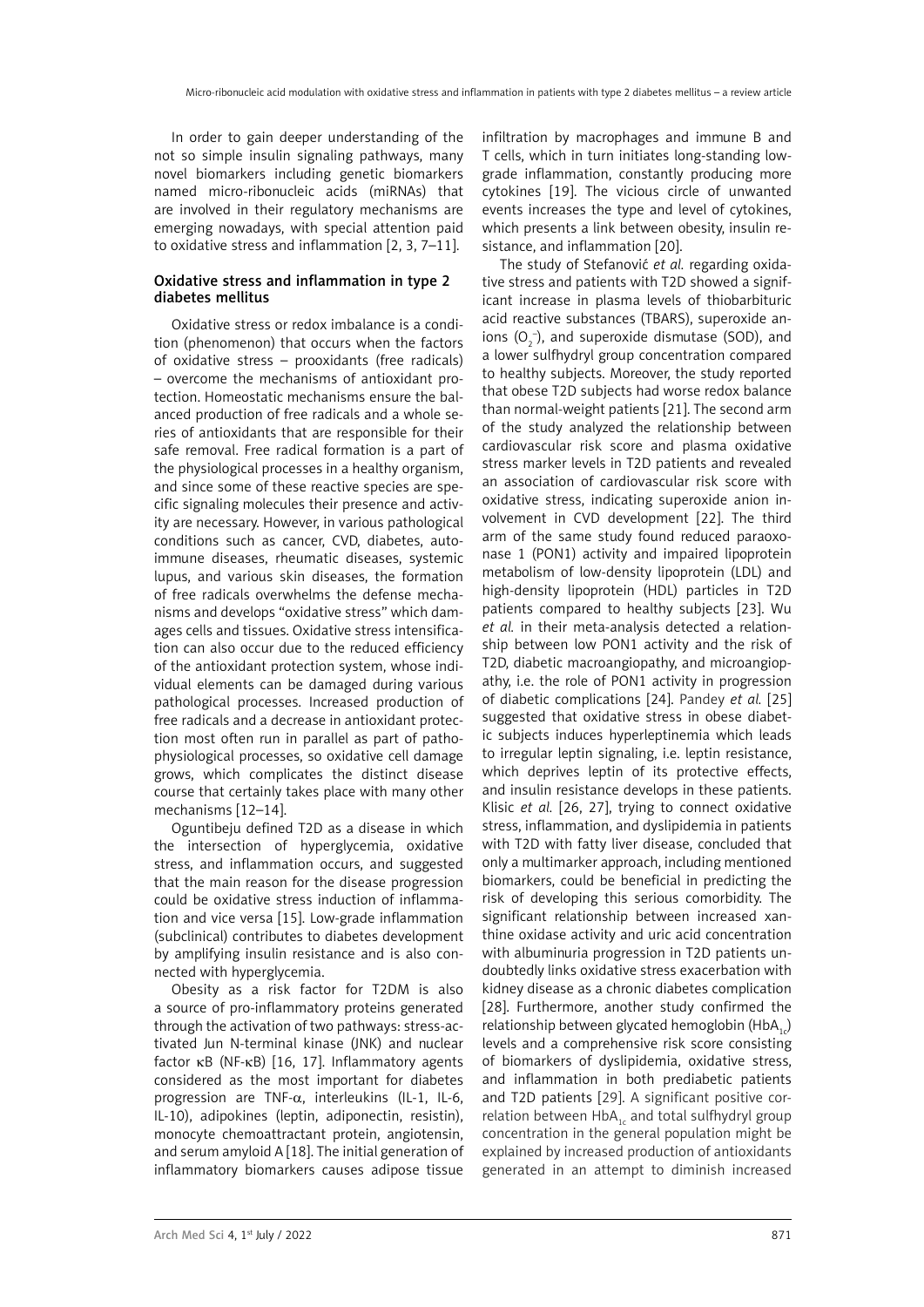In order to gain deeper understanding of the not so simple insulin signaling pathways, many novel biomarkers including genetic biomarkers named micro-ribonucleic acids (miRNAs) that are involved in their regulatory mechanisms are emerging nowadays, with special attention paid to oxidative stress and inflammation [2, 3, 7–11].

### Oxidative stress and inflammation in type 2 diabetes mellitus

Oxidative stress or redox imbalance is a condition (phenomenon) that occurs when the factors of oxidative stress – prooxidants (free radicals) – overcome the mechanisms of antioxidant protection. Homeostatic mechanisms ensure the balanced production of free radicals and a whole series of antioxidants that are responsible for their safe removal. Free radical formation is a part of the physiological processes in a healthy organism, and since some of these reactive species are specific signaling molecules their presence and activity are necessary. However, in various pathological conditions such as cancer, CVD, diabetes, autoimmune diseases, rheumatic diseases, systemic lupus, and various skin diseases, the formation of free radicals overwhelms the defense mechanisms and develops "oxidative stress" which damages cells and tissues. Oxidative stress intensification can also occur due to the reduced efficiency of the antioxidant protection system, whose individual elements can be damaged during various pathological processes. Increased production of free radicals and a decrease in antioxidant protection most often run in parallel as part of pathophysiological processes, so oxidative cell damage grows, which complicates the distinct disease course that certainly takes place with many other mechanisms [12–14].

Oguntibeju defined T2D as a disease in which the intersection of hyperglycemia, oxidative stress, and inflammation occurs, and suggested that the main reason for the disease progression could be oxidative stress induction of inflammation and vice versa [15]. Low-grade inflammation (subclinical) contributes to diabetes development by amplifying insulin resistance and is also connected with hyperglycemia.

Obesity as a risk factor for T2DM is also a source of pro-inflammatory proteins generated through the activation of two pathways: stress-activated Jun N-terminal kinase (JNK) and nuclear factor κB (NF-κB) [16, 17]. Inflammatory agents considered as the most important for diabetes progression are TNF-α, interleukins (IL-1, IL-6, IL-10), adipokines (leptin, adiponectin, resistin), monocyte chemoattractant protein, angiotensin, and serum amyloid A [18]. The initial generation of inflammatory biomarkers causes adipose tissue infiltration by macrophages and immune B and T cells, which in turn initiates long-standing low-grade inflammation, constantly producing more cytokines [19]. The vicious circle of unwanted events increases the type and level of cytokines, which presents a link between obesity, insulin resistance, and inflammation [20].

The study of Stefanović *et al.* regarding oxidative stress and patients with T2D showed a significant increase in plasma levels of thiobarbituric acid reactive substances (TBARS), superoxide anions ($O_2^-$), and superoxide dismutase (SOD), and a lower sulfhydryl group concentration compared to healthy subjects. Moreover, the study reported that obese T2D subjects had worse redox balance than normal-weight patients [21]. The second arm of the study analyzed the relationship between cardiovascular risk score and plasma oxidative stress marker levels in T2D patients and revealed an association of cardiovascular risk score with oxidative stress, indicating superoxide anion involvement in CVD development [22]. The third arm of the same study found reduced paraoxonase 1 (PON1) activity and impaired lipoprotein metabolism of low-density lipoprotein (LDL) and high-density lipoprotein (HDL) particles in T2D patients compared to healthy subjects [23]. Wu *et al.* in their meta-analysis detected a relationship between low PON1 activity and the risk of T2D, diabetic macroangiopathy, and microangiopathy, i.e. the role of PON1 activity in progression of diabetic complications [24]. Pandey *et al.* [25] suggested that oxidative stress in obese diabetic subjects induces hyperleptinemia which leads to irregular leptin signaling, i.e. leptin resistance, which deprives leptin of its protective effects, and insulin resistance develops in these patients. Klisic *et al.* [26, 27], trying to connect oxidative stress, inflammation, and dyslipidemia in patients with T2D with fatty liver disease, concluded that only a multimarker approach, including mentioned biomarkers, could be beneficial in predicting the risk of developing this serious comorbidity. The significant relationship between increased xanthine oxidase activity and uric acid concentration with albuminuria progression in T2D patients undoubtedly links oxidative stress exacerbation with kidney disease as a chronic diabetes complication [28]. Furthermore, another study confirmed the relationship between glycated hemoglobin ($HbA_{1c}$) levels and a comprehensive risk score consisting of biomarkers of dyslipidemia, oxidative stress, and inflammation in both prediabetic patients and T2D patients [29]. A significant positive correlation between $HbA_{1c}$ and total sulfhydryl group concentration in the general population might be explained by increased production of antioxidants generated in an attempt to diminish increased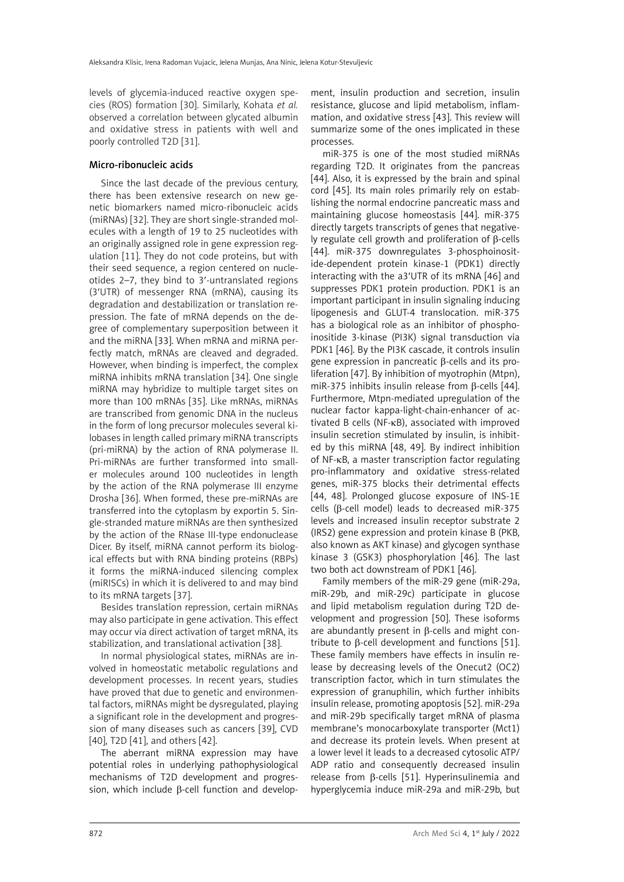levels of glycemia-induced reactive oxygen species (ROS) formation [30]. Similarly, Kohata *et al.* observed a correlation between glycated albumin and oxidative stress in patients with well and poorly controlled T2D [31].

## Micro-ribonucleic acids

Since the last decade of the previous century, there has been extensive research on new genetic biomarkers named micro-ribonucleic acids (miRNAs) [32]. They are short single-stranded molecules with a length of 19 to 25 nucleotides with an originally assigned role in gene expression regulation [11]. They do not code proteins, but with their seed sequence, a region centered on nucleotides 2–7, they bind to 3′-untranslated regions (3′UTR) of messenger RNA (mRNA), causing its degradation and destabilization or translation repression. The fate of mRNA depends on the degree of complementary superposition between it and the miRNA [33]. When mRNA and miRNA perfectly match, mRNAs are cleaved and degraded. However, when binding is imperfect, the complex miRNA inhibits mRNA translation [34]. One single miRNA may hybridize to multiple target sites on more than 100 mRNAs [35]. Like mRNAs, miRNAs are transcribed from genomic DNA in the nucleus in the form of long precursor molecules several kilobases in length called primary miRNA transcripts (pri-miRNA) by the action of RNA polymerase II. Pri-miRNAs are further transformed into smaller molecules around 100 nucleotides in length by the action of the RNA polymerase III enzyme Drosha [36]. When formed, these pre-miRNAs are transferred into the cytoplasm by exportin 5. Single-stranded mature miRNAs are then synthesized by the action of the RNase III-type endonuclease Dicer. By itself, miRNA cannot perform its biological effects but with RNA binding proteins (RBPs) it forms the miRNA-induced silencing complex (miRISCs) in which it is delivered to and may bind to its mRNA targets [37].

Besides translation repression, certain miRNAs may also participate in gene activation. This effect may occur via direct activation of target mRNA, its stabilization, and translational activation [38].

In normal physiological states, miRNAs are involved in homeostatic metabolic regulations and development processes. In recent years, studies have proved that due to genetic and environmental factors, miRNAs might be dysregulated, playing a significant role in the development and progression of many diseases such as cancers [39], CVD [40], T2D [41], and others [42].

The aberrant miRNA expression may have potential roles in underlying pathophysiological mechanisms of T2D development and progression, which include β-cell function and development, insulin production and secretion, insulin resistance, glucose and lipid metabolism, inflammation, and oxidative stress [43]. This review will summarize some of the ones implicated in these processes.

miR-375 is one of the most studied miRNAs regarding T2D. It originates from the pancreas [44]. Also, it is expressed by the brain and spinal cord [45]. Its main roles primarily rely on establishing the normal endocrine pancreatic mass and maintaining glucose homeostasis [44]. miR-375 directly targets transcripts of genes that negatively regulate cell growth and proliferation of β-cells [44]. miR-375 downregulates 3-phosphoinositide-dependent protein kinase-1 (PDK1) directly interacting with the a3′UTR of its mRNA [46] and suppresses PDK1 protein production. PDK1 is an important participant in insulin signaling inducing lipogenesis and GLUT-4 translocation. miR-375 has a biological role as an inhibitor of phosphoinositide 3-kinase (PI3K) signal transduction via PDK1 [46]. By the PI3K cascade, it controls insulin gene expression in pancreatic β-cells and its proliferation [47]. By inhibition of myotrophin (Mtpn), miR-375 inhibits insulin release from β-cells [44]. Furthermore, Mtpn-mediated upregulation of the nuclear factor kappa-light-chain-enhancer of activated B cells (NF-κB), associated with improved insulin secretion stimulated by insulin, is inhibited by this miRNA [48, 49]. By indirect inhibition of NF-κB, a master transcription factor regulating pro-inflammatory and oxidative stress-related genes, miR-375 blocks their detrimental effects [44, 48]. Prolonged glucose exposure of INS-1E cells (β-cell model) leads to decreased miR-375 levels and increased insulin receptor substrate 2 (IRS2) gene expression and protein kinase B (PKB, also known as AKT kinase) and glycogen synthase kinase 3 (GSK3) phosphorylation [46]. The last two both act downstream of PDK1 [46].

Family members of the miR-29 gene (miR-29a, miR-29b, and miR-29c) participate in glucose and lipid metabolism regulation during T2D development and progression [50]. These isoforms are abundantly present in β-cells and might contribute to β-cell development and functions [51]. These family members have effects in insulin release by decreasing levels of the Onecut2 (OC2) transcription factor, which in turn stimulates the expression of granuphilin, which further inhibits insulin release, promoting apoptosis [52]. miR-29a and miR-29b specifically target mRNA of plasma membrane's monocarboxylate transporter (Mct1) and decrease its protein levels. When present at a lower level it leads to a decreased cytosolic ATP/ADP ratio and consequently decreased insulin release from β-cells [51]. Hyperinsulinemia and hyperglycemia induce miR-29a and miR-29b, but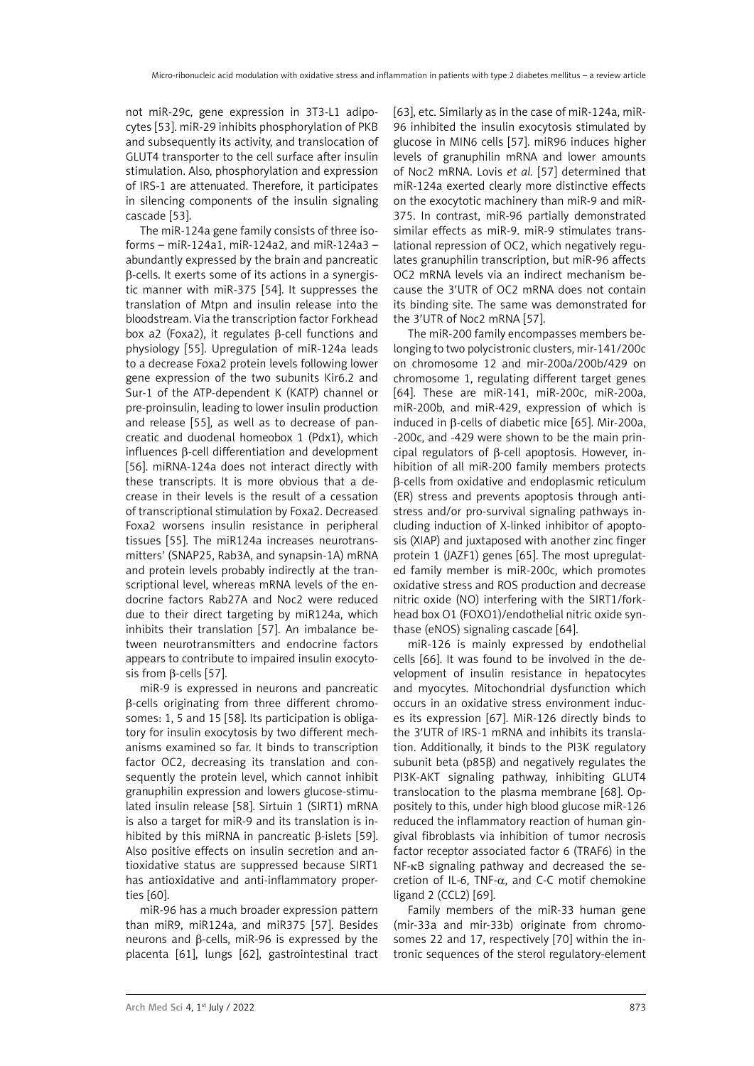not miR-29c, gene expression in 3T3-L1 adipocytes [53]. miR-29 inhibits phosphorylation of PKB and subsequently its activity, and translocation of GLUT4 transporter to the cell surface after insulin stimulation. Also, phosphorylation and expression of IRS-1 are attenuated. Therefore, it participates in silencing components of the insulin signaling cascade [53].

The miR-124a gene family consists of three isoforms – miR-124a1, miR-124a2, and miR-124a3 – abundantly expressed by the brain and pancreatic β-cells. It exerts some of its actions in a synergistic manner with miR-375 [54]. It suppresses the translation of Mtpn and insulin release into the bloodstream. Via the transcription factor Forkhead box a2 (Foxa2), it regulates β-cell functions and physiology [55]. Upregulation of miR-124a leads to a decrease Foxa2 protein levels following lower gene expression of the two subunits Kir6.2 and Sur-1 of the ATP-dependent K (KATP) channel or pre-proinsulin, leading to lower insulin production and release [55], as well as to decrease of pancreatic and duodenal homeobox 1 (Pdx1), which influences β-cell differentiation and development [56]. miRNA-124a does not interact directly with these transcripts. It is more obvious that a decrease in their levels is the result of a cessation of transcriptional stimulation by Foxa2. Decreased Foxa2 worsens insulin resistance in peripheral tissues [55]. The miR124a increases neurotransmitters' (SNAP25, Rab3A, and synapsin-1A) mRNA and protein levels probably indirectly at the transcriptional level, whereas mRNA levels of the endocrine factors Rab27A and Noc2 were reduced due to their direct targeting by miR124a, which inhibits their translation [57]. An imbalance between neurotransmitters and endocrine factors appears to contribute to impaired insulin exocytosis from β-cells [57].

miR-9 is expressed in neurons and pancreatic β-cells originating from three different chromosomes: 1, 5 and 15 [58]. Its participation is obligatory for insulin exocytosis by two different mechanisms examined so far. It binds to transcription factor OC2, decreasing its translation and consequently the protein level, which cannot inhibit granuphilin expression and lowers glucose-stimulated insulin release [58]. Sirtuin 1 (SIRT1) mRNA is also a target for miR-9 and its translation is inhibited by this miRNA in pancreatic β-islets [59]. Also positive effects on insulin secretion and antioxidative status are suppressed because SIRT1 has antioxidative and anti-inflammatory properties [60].

miR-96 has a much broader expression pattern than miR9, miR124a, and miR375 [57]. Besides neurons and β-cells, miR-96 is expressed by the placenta [61], lungs [62], gastrointestinal tract [63], etc. Similarly as in the case of miR-124a, miR-96 inhibited the insulin exocytosis stimulated by glucose in MIN6 cells [57]. miR96 induces higher levels of granuphilin mRNA and lower amounts of Noc2 mRNA. Lovis *et al.* [57] determined that miR-124a exerted clearly more distinctive effects on the exocytotic machinery than miR-9 and miR-375. In contrast, miR-96 partially demonstrated similar effects as miR-9. miR-9 stimulates translational repression of OC2, which negatively regulates granuphilin transcription, but miR-96 affects OC2 mRNA levels via an indirect mechanism because the 3'UTR of OC2 mRNA does not contain its binding site. The same was demonstrated for the 3'UTR of Noc2 mRNA [57].

The miR-200 family encompasses members belonging to two polycistronic clusters, mir-141/200c on chromosome 12 and mir-200a/200b/429 on chromosome 1, regulating different target genes [64]. These are miR-141, miR-200c, miR-200a, miR-200b, and miR-429, expression of which is induced in β-cells of diabetic mice [65]. Mir-200a, -200c, and -429 were shown to be the main principal regulators of β-cell apoptosis. However, inhibition of all miR-200 family members protects β-cells from oxidative and endoplasmic reticulum (ER) stress and prevents apoptosis through anti-stress and/or pro-survival signaling pathways including induction of X-linked inhibitor of apoptosis (XIAP) and juxtaposed with another zinc finger protein 1 (JAZF1) genes [65]. The most upregulated family member is miR-200c, which promotes oxidative stress and ROS production and decrease nitric oxide (NO) interfering with the SIRT1/forkhead box O1 (FOXO1)/endothelial nitric oxide synthase (eNOS) signaling cascade [64].

miR-126 is mainly expressed by endothelial cells [66]. It was found to be involved in the development of insulin resistance in hepatocytes and myocytes. Mitochondrial dysfunction which occurs in an oxidative stress environment induces its expression [67]. MiR-126 directly binds to the 3'UTR of IRS-1 mRNA and inhibits its translation. Additionally, it binds to the PI3K regulatory subunit beta (p85β) and negatively regulates the PI3K-AKT signaling pathway, inhibiting GLUT4 translocation to the plasma membrane [68]. Oppositely to this, under high blood glucose miR-126 reduced the inflammatory reaction of human gingival fibroblasts via inhibition of tumor necrosis factor receptor associated factor 6 (TRAF6) in the NF-κB signaling pathway and decreased the secretion of IL-6, TNF-α, and C-C motif chemokine ligand 2 (CCL2) [69].

Family members of the miR-33 human gene (mir-33a and mir-33b) originate from chromosomes 22 and 17, respectively [70] within the intronic sequences of the sterol regulatory-element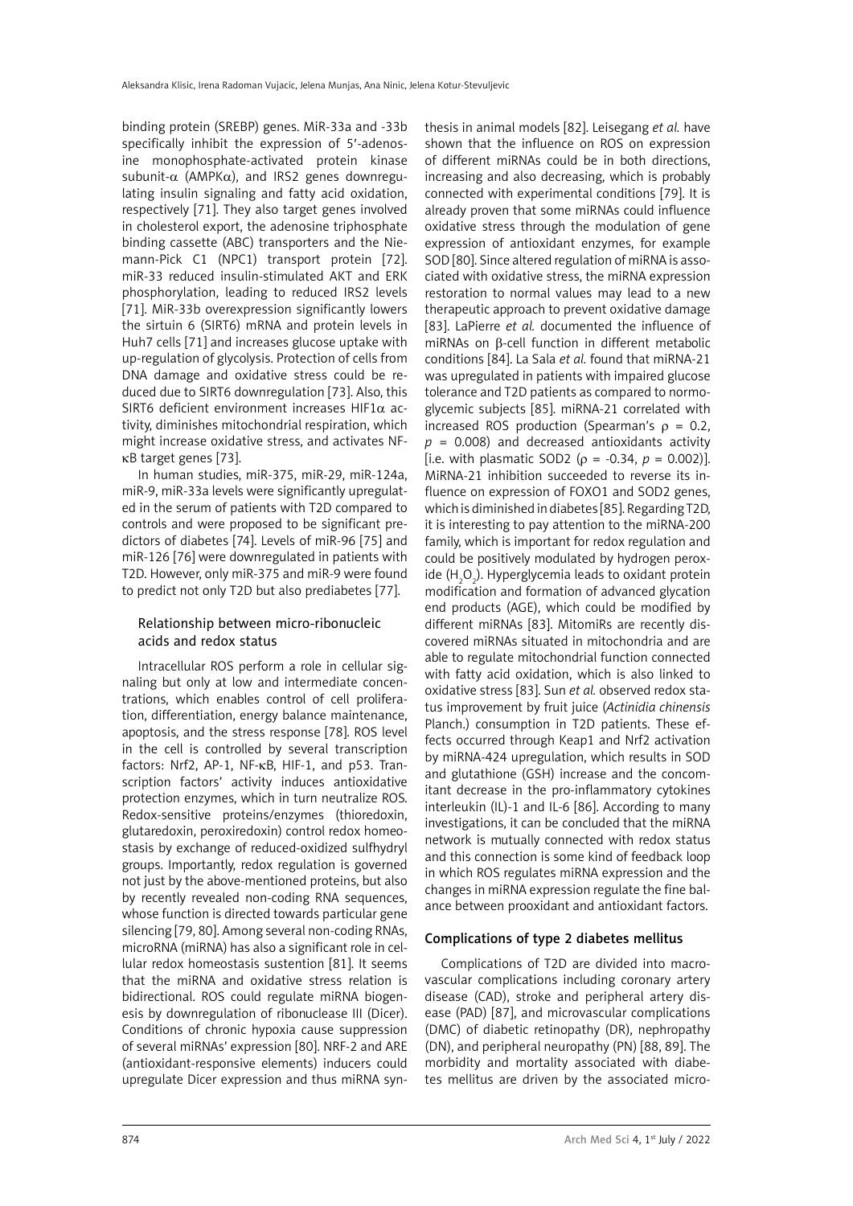binding protein (SREBP) genes. MiR-33a and -33b specifically inhibit the expression of 5′-adenosine monophosphate-activated protein kinase subunit-α (AMPKα), and IRS2 genes downregulating insulin signaling and fatty acid oxidation, respectively [71]. They also target genes involved in cholesterol export, the adenosine triphosphate binding cassette (ABC) transporters and the Niemann-Pick C1 (NPC1) transport protein [72]. miR-33 reduced insulin-stimulated AKT and ERK phosphorylation, leading to reduced IRS2 levels [71]. MiR-33b overexpression significantly lowers the sirtuin 6 (SIRT6) mRNA and protein levels in Huh7 cells [71] and increases glucose uptake with up-regulation of glycolysis. Protection of cells from DNA damage and oxidative stress could be reduced due to SIRT6 downregulation [73]. Also, this SIRT6 deficient environment increases HIF1α activity, diminishes mitochondrial respiration, which might increase oxidative stress, and activates NF-κB target genes [73].

In human studies, miR-375, miR-29, miR-124a, miR-9, miR-33a levels were significantly upregulated in the serum of patients with T2D compared to controls and were proposed to be significant predictors of diabetes [74]. Levels of miR-96 [75] and miR-126 [76] were downregulated in patients with T2D. However, only miR-375 and miR-9 were found to predict not only T2D but also prediabetes [77].

### Relationship between micro-ribonucleic acids and redox status

Intracellular ROS perform a role in cellular signaling but only at low and intermediate concentrations, which enables control of cell proliferation, differentiation, energy balance maintenance, apoptosis, and the stress response [78]. ROS level in the cell is controlled by several transcription factors: Nrf2, AP-1, NF-κB, HIF-1, and p53. Transcription factors' activity induces antioxidative protection enzymes, which in turn neutralize ROS. Redox-sensitive proteins/enzymes (thioredoxin, glutaredoxin, peroxiredoxin) control redox homeostasis by exchange of reduced-oxidized sulfhydryl groups. Importantly, redox regulation is governed not just by the above-mentioned proteins, but also by recently revealed non-coding RNA sequences, whose function is directed towards particular gene silencing [79, 80]. Among several non-coding RNAs, microRNA (miRNA) has also a significant role in cellular redox homeostasis sustention [81]. It seems that the miRNA and oxidative stress relation is bidirectional. ROS could regulate miRNA biogenesis by downregulation of ribonuclease III (Dicer). Conditions of chronic hypoxia cause suppression of several miRNAs' expression [80]. NRF-2 and ARE (antioxidant-responsive elements) inducers could upregulate Dicer expression and thus miRNA synthesis in animal models [82]. Leisegang *et al.* have shown that the influence on ROS on expression of different miRNAs could be in both directions, increasing and also decreasing, which is probably connected with experimental conditions [79]. It is already proven that some miRNAs could influence oxidative stress through the modulation of gene expression of antioxidant enzymes, for example SOD [80]. Since altered regulation of miRNA is associated with oxidative stress, the miRNA expression restoration to normal values may lead to a new therapeutic approach to prevent oxidative damage [83]. LaPierre *et al.* documented the influence of miRNAs on β-cell function in different metabolic conditions [84]. La Sala *et al.* found that miRNA-21 was upregulated in patients with impaired glucose tolerance and T2D patients as compared to normoglycemic subjects [85]. miRNA-21 correlated with increased ROS production (Spearman's $\rho = 0.2$, $p = 0.008$) and decreased antioxidants activity [i.e. with plasmatic SOD2 ($\rho = -0.34$, $p = 0.002$)]. MiRNA-21 inhibition succeeded to reverse its influence on expression of FOXO1 and SOD2 genes, which is diminished in diabetes [85]. Regarding T2D, it is interesting to pay attention to the miRNA-200 family, which is important for redox regulation and could be positively modulated by hydrogen peroxide ($H_2O_2$). Hyperglycemia leads to oxidant protein modification and formation of advanced glycation end products (AGE), which could be modified by different miRNAs [83]. MitomiRs are recently discovered miRNAs situated in mitochondria and are able to regulate mitochondrial function connected with fatty acid oxidation, which is also linked to oxidative stress [83]. Sun *et al.* observed redox status improvement by fruit juice (*Actinidia chinensis* Planch.) consumption in T2D patients. These effects occurred through Keap1 and Nrf2 activation by miRNA-424 upregulation, which results in SOD and glutathione (GSH) increase and the concomitant decrease in the pro-inflammatory cytokines interleukin (IL)-1 and IL-6 [86]. According to many investigations, it can be concluded that the miRNA network is mutually connected with redox status and this connection is some kind of feedback loop in which ROS regulates miRNA expression and the changes in miRNA expression regulate the fine balance between prooxidant and antioxidant factors.

## Complications of type 2 diabetes mellitus

Complications of T2D are divided into macrovascular complications including coronary artery disease (CAD), stroke and peripheral artery disease (PAD) [87], and microvascular complications (DMC) of diabetic retinopathy (DR), nephropathy (DN), and peripheral neuropathy (PN) [88, 89]. The morbidity and mortality associated with diabetes mellitus are driven by the associated micro-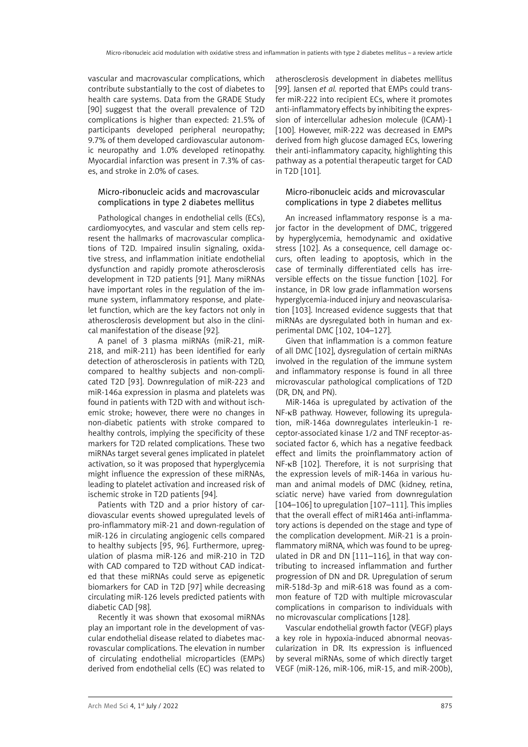vascular and macrovascular complications, which contribute substantially to the cost of diabetes to health care systems. Data from the GRADE Study [90] suggest that the overall prevalence of T2D complications is higher than expected: 21.5% of participants developed peripheral neuropathy; 9.7% of them developed cardiovascular autonomic neuropathy and 1.0% developed retinopathy. Myocardial infarction was present in 7.3% of cases, and stroke in 2.0% of cases.

### Micro-ribonucleic acids and macrovascular complications in type 2 diabetes mellitus

Pathological changes in endothelial cells (ECs), cardiomyocytes, and vascular and stem cells represent the hallmarks of macrovascular complications of T2D. Impaired insulin signaling, oxidative stress, and inflammation initiate endothelial dysfunction and rapidly promote atherosclerosis development in T2D patients [91]. Many miRNAs have important roles in the regulation of the immune system, inflammatory response, and platelet function, which are the key factors not only in atherosclerosis development but also in the clinical manifestation of the disease [92].

A panel of 3 plasma miRNAs (miR-21, miR-218, and miR-211) has been identified for early detection of atherosclerosis in patients with T2D, compared to healthy subjects and non-complicated T2D [93]. Downregulation of miR-223 and miR-146a expression in plasma and platelets was found in patients with T2D with and without ischemic stroke; however, there were no changes in non-diabetic patients with stroke compared to healthy controls, implying the specificity of these markers for T2D related complications. These two miRNAs target several genes implicated in platelet activation, so it was proposed that hyperglycemia might influence the expression of these miRNAs, leading to platelet activation and increased risk of ischemic stroke in T2D patients [94].

Patients with T2D and a prior history of cardiovascular events showed upregulated levels of pro-inflammatory miR-21 and down-regulation of miR-126 in circulating angiogenic cells compared to healthy subjects [95, 96]. Furthermore, upregulation of plasma miR-126 and miR-210 in T2D with CAD compared to T2D without CAD indicated that these miRNAs could serve as epigenetic biomarkers for CAD in T2D [97] while decreasing circulating miR-126 levels predicted patients with diabetic CAD [98].

Recently it was shown that exosomal miRNAs play an important role in the development of vascular endothelial disease related to diabetes macrovascular complications. The elevation in number of circulating endothelial microparticles (EMPs) derived from endothelial cells (EC) was related to atherosclerosis development in diabetes mellitus [99]. Jansen *et al.* reported that EMPs could transfer miR-222 into recipient ECs, where it promotes anti-inflammatory effects by inhibiting the expression of intercellular adhesion molecule (ICAM)-1 [100]. However, miR-222 was decreased in EMPs derived from high glucose damaged ECs, lowering their anti-inflammatory capacity, highlighting this pathway as a potential therapeutic target for CAD in T2D [101].

### Micro-ribonucleic acids and microvascular complications in type 2 diabetes mellitus

An increased inflammatory response is a major factor in the development of DMC, triggered by hyperglycemia, hemodynamic and oxidative stress [102]. As a consequence, cell damage occurs, often leading to apoptosis, which in the case of terminally differentiated cells has irreversible effects on the tissue function [102]. For instance, in DR low grade inflammation worsens hyperglycemia-induced injury and neovascularisation [103]. Increased evidence suggests that miRNAs are dysregulated both in human and experimental DMC [102, 104–127].

Given that inflammation is a common feature of all DMC [102], dysregulation of certain miRNAs involved in the regulation of the immune system and inflammatory response is found in all three microvascular pathological complications of T2D (DR, DN, and PN).

MiR-146a is upregulated by activation of the NF-κB pathway. However, following its upregulation, miR-146a downregulates interleukin-1 receptor-associated kinase 1/2 and TNF receptor-associated factor 6, which has a negative feedback effect and limits the proinflammatory action of NF-κB [102]. Therefore, it is not surprising that the expression levels of miR-146a in various human and animal models of DMC (kidney, retina, sciatic nerve) have varied from downregulation [104–106] to upregulation [107–111]. This implies that the overall effect of miR146a anti-inflammatory actions is depended on the stage and type of the complication development. MiR-21 is a proinflammatory miRNA, which was found to be upregulated in DR and DN [111–116], in that way contributing to increased inflammation and further progression of DN and DR. Upregulation of serum miR-518d-3p and miR-618 was found as a common feature of T2D with multiple microvascular complications in comparison to individuals with no microvascular complications [128].

Vascular endothelial growth factor (VEGF) plays a key role in hypoxia-induced abnormal neovascularization in DR. Its expression is influenced by several miRNAs, some of which directly target VEGF (miR-126, miR-106, miR-15, and miR-200b),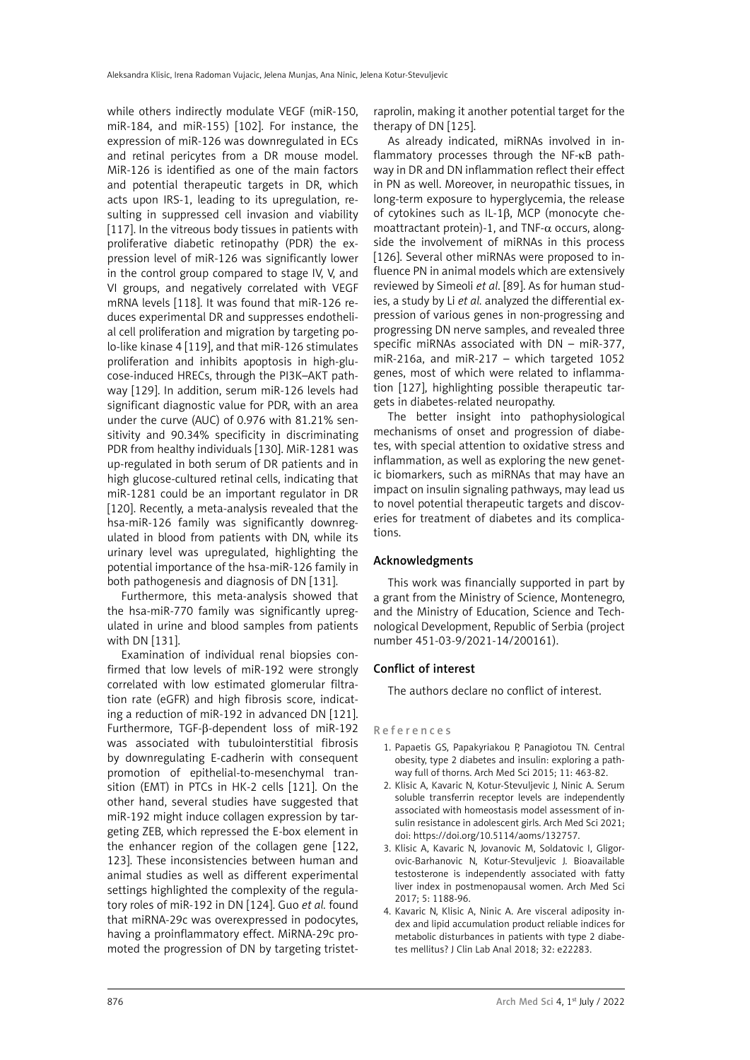while others indirectly modulate VEGF (miR-150, miR-184, and miR-155) [102]. For instance, the expression of miR-126 was downregulated in ECs and retinal pericytes from a DR mouse model. MiR-126 is identified as one of the main factors and potential therapeutic targets in DR, which acts upon IRS-1, leading to its upregulation, resulting in suppressed cell invasion and viability [117]. In the vitreous body tissues in patients with proliferative diabetic retinopathy (PDR) the expression level of miR-126 was significantly lower in the control group compared to stage IV, V, and VI groups, and negatively correlated with VEGF mRNA levels [118]. It was found that miR-126 reduces experimental DR and suppresses endothelial cell proliferation and migration by targeting polo-like kinase 4 [119], and that miR-126 stimulates proliferation and inhibits apoptosis in high-glucose-induced HRECs, through the PI3K–AKT pathway [129]. In addition, serum miR-126 levels had significant diagnostic value for PDR, with an area under the curve (AUC) of 0.976 with 81.21% sensitivity and 90.34% specificity in discriminating PDR from healthy individuals [130]. MiR-1281 was up-regulated in both serum of DR patients and in high glucose-cultured retinal cells, indicating that miR-1281 could be an important regulator in DR [120]. Recently, a meta-analysis revealed that the hsa-miR-126 family was significantly downregulated in blood from patients with DN, while its urinary level was upregulated, highlighting the potential importance of the hsa-miR-126 family in both pathogenesis and diagnosis of DN [131].

Furthermore, this meta-analysis showed that the hsa-miR-770 family was significantly upregulated in urine and blood samples from patients with DN [131].

Examination of individual renal biopsies confirmed that low levels of miR-192 were strongly correlated with low estimated glomerular filtration rate (eGFR) and high fibrosis score, indicating a reduction of miR-192 in advanced DN [121]. Furthermore, TGF-β-dependent loss of miR-192 was associated with tubulointerstitial fibrosis by downregulating E-cadherin with consequent promotion of epithelial-to-mesenchymal transition (EMT) in PTCs in HK-2 cells [121]. On the other hand, several studies have suggested that miR-192 might induce collagen expression by targeting ZEB, which repressed the E-box element in the enhancer region of the collagen gene [122, 123]. These inconsistencies between human and animal studies as well as different experimental settings highlighted the complexity of the regulatory roles of miR-192 in DN [124]. Guo *et al.* found that miRNA-29c was overexpressed in podocytes, having a proinflammatory effect. MiRNA-29c promoted the progression of DN by targeting tristetraprolin, making it another potential target for the therapy of DN [125].

As already indicated, miRNAs involved in inflammatory processes through the NF-κB pathway in DR and DN inflammation reflect their effect in PN as well. Moreover, in neuropathic tissues, in long-term exposure to hyperglycemia, the release of cytokines such as IL-1β, MCP (monocyte chemoattractant protein)-1, and TNF-$\alpha$ occurs, alongside the involvement of miRNAs in this process [126]. Several other miRNAs were proposed to influence PN in animal models which are extensively reviewed by Simeoli *et al.* [89]. As for human studies, a study by Li *et al.* analyzed the differential expression of various genes in non-progressing and progressing DN nerve samples, and revealed three specific miRNAs associated with DN – miR-377, miR-216a, and miR-217 – which targeted 1052 genes, most of which were related to inflammation [127], highlighting possible therapeutic targets in diabetes-related neuropathy.

The better insight into pathophysiological mechanisms of onset and progression of diabetes, with special attention to oxidative stress and inflammation, as well as exploring the new genetic biomarkers, such as miRNAs that may have an impact on insulin signaling pathways, may lead us to novel potential therapeutic targets and discoveries for treatment of diabetes and its complications.

## Acknowledgments

This work was financially supported in part by a grant from the Ministry of Science, Montenegro, and the Ministry of Education, Science and Technological Development, Republic of Serbia (project number 451-03-9/2021-14/200161).

## Conflict of interest

The authors declare no conflict of interest.

## References

1. Papaetis GS, Papakyriakou P, Panagiotou TN. Central obesity, type 2 diabetes and insulin: exploring a pathway full of thorns. Arch Med Sci 2015; 11: 463-82.
2. Klisic A, Kavaric N, Kotur-Stevuljevic J, Ninic A. Serum soluble transferrin receptor levels are independently associated with homeostasis model assessment of insulin resistance in adolescent girls. Arch Med Sci 2021; doi: https://doi.org/10.5114/aoms/132757.
3. Klisic A, Kavaric N, Jovanovic M, Soldatovic I, Gligorovic-Barhanovic N, Kotur-Stevuljevic J. Bioavailable testosterone is independently associated with fatty liver index in postmenopausal women. Arch Med Sci 2017; 5: 1188-96.
4. Kavaric N, Klisic A, Ninic A. Are visceral adiposity index and lipid accumulation product reliable indices for metabolic disturbances in patients with type 2 diabetes mellitus? J Clin Lab Anal 2018; 32: e22283.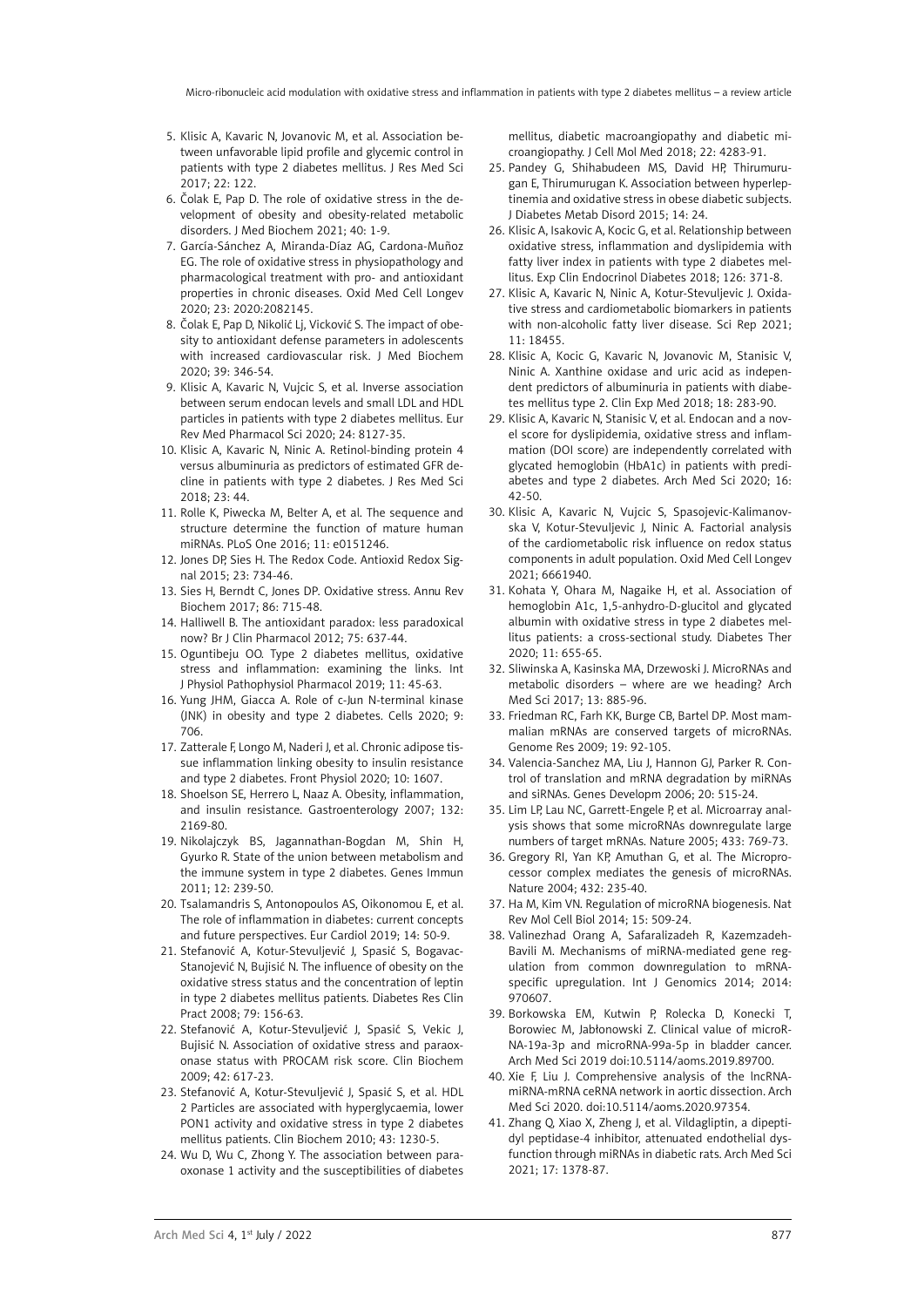5. Klisic A, Kavaric N, Jovanovic M, et al. Association between unfavorable lipid profile and glycemic control in patients with type 2 diabetes mellitus. J Res Med Sci 2017; 22: 122.
6. Čolak E, Pap D. The role of oxidative stress in the development of obesity and obesity-related metabolic disorders. J Med Biochem 2021; 40: 1-9.
7. García-Sánchez A, Miranda-Díaz AG, Cardona-Muñoz EG. The role of oxidative stress in physiopathology and pharmacological treatment with pro- and antioxidant properties in chronic diseases. Oxid Med Cell Longev 2020; 23: 2020:2082145.
8. Čolak E, Pap D, Nikolić Lj, Vicković S. The impact of obesity to antioxidant defense parameters in adolescents with increased cardiovascular risk. J Med Biochem 2020; 39: 346-54.
9. Klisic A, Kavaric N, Vujcic S, et al. Inverse association between serum endocan levels and small LDL and HDL particles in patients with type 2 diabetes mellitus. Eur Rev Med Pharmacol Sci 2020; 24: 8127-35.
10. Klisic A, Kavaric N, Ninic A. Retinol-binding protein 4 versus albuminuria as predictors of estimated GFR decline in patients with type 2 diabetes. J Res Med Sci 2018; 23: 44.
11. Rolle K, Piwecka M, Belter A, et al. The sequence and structure determine the function of mature human miRNAs. PLoS One 2016; 11: e0151246.
12. Jones DP, Sies H. The Redox Code. Antioxid Redox Signal 2015; 23: 734-46.
13. Sies H, Berndt C, Jones DP. Oxidative stress. Annu Rev Biochem 2017; 86: 715-48.
14. Halliwell B. The antioxidant paradox: less paradoxical now? Br J Clin Pharmacol 2012; 75: 637-44.
15. Oguntibeju OO. Type 2 diabetes mellitus, oxidative stress and inflammation: examining the links. Int J Physiol Pathophysiol Pharmacol 2019; 11: 45-63.
16. Yung JHM, Giacca A. Role of c-Jun N-terminal kinase (JNK) in obesity and type 2 diabetes. Cells 2020; 9: 706.
17. Zatterale F, Longo M, Naderi J, et al. Chronic adipose tissue inflammation linking obesity to insulin resistance and type 2 diabetes. Front Physiol 2020; 10: 1607.
18. Shoelson SE, Herrero L, Naaz A. Obesity, inflammation, and insulin resistance. Gastroenterology 2007; 132: 2169-80.
19. Nikolajczyk BS, Jagannathan-Bogdan M, Shin H, Gyurko R. State of the union between metabolism and the immune system in type 2 diabetes. Genes Immun 2011; 12: 239-50.
20. Tsalamandris S, Antonopoulos AS, Oikonomou E, et al. The role of inflammation in diabetes: current concepts and future perspectives. Eur Cardiol 2019; 14: 50-9.
21. Stefanović A, Kotur-Stevuljević J, Spasić S, Bogavac-Stanojević N, Bujisić N. The influence of obesity on the oxidative stress status and the concentration of leptin in type 2 diabetes mellitus patients. Diabetes Res Clin Pract 2008; 79: 156-63.
22. Stefanović A, Kotur-Stevuljević J, Spasić S, Vekic J, Bujisić N. Association of oxidative stress and paraoxonase status with PROCAM risk score. Clin Biochem 2009; 42: 617-23.
23. Stefanović A, Kotur-Stevuljević J, Spasić S, et al. HDL 2 Particles are associated with hyperglycaemia, lower PON1 activity and oxidative stress in type 2 diabetes mellitus patients. Clin Biochem 2010; 43: 1230-5.
24. Wu D, Wu C, Zhong Y. The association between paraoxonase 1 activity and the susceptibilities of diabetes mellitus, diabetic macroangiopathy and diabetic microangiopathy. J Cell Mol Med 2018; 22: 4283-91.
25. Pandey G, Shihabudeen MS, David HP, Thirumurugan E, Thirumurugan K. Association between hyperleptinemia and oxidative stress in obese diabetic subjects. J Diabetes Metab Disord 2015; 14: 24.
26. Klisic A, Isakovic A, Kocic G, et al. Relationship between oxidative stress, inflammation and dyslipidemia with fatty liver index in patients with type 2 diabetes mellitus. Exp Clin Endocrinol Diabetes 2018; 126: 371-8.
27. Klisic A, Kavaric N, Ninic A, Kotur-Stevuljevic J. Oxidative stress and cardiometabolic biomarkers in patients with non-alcoholic fatty liver disease. Sci Rep 2021; 11: 18455.
28. Klisic A, Kocic G, Kavaric N, Jovanovic M, Stanisic V, Ninic A. Xanthine oxidase and uric acid as independent predictors of albuminuria in patients with diabetes mellitus type 2. Clin Exp Med 2018; 18: 283-90.
29. Klisic A, Kavaric N, Stanisic V, et al. Endocan and a novel score for dyslipidemia, oxidative stress and inflammation (DOI score) are independently correlated with glycated hemoglobin (HbA1c) in patients with prediabetes and type 2 diabetes. Arch Med Sci 2020; 16: 42-50.
30. Klisic A, Kavaric N, Vujcic S, Spasojevic-Kalimanovska V, Kotur-Stevuljevic J, Ninic A. Factorial analysis of the cardiometabolic risk influence on redox status components in adult population. Oxid Med Cell Longev 2021; 6661940.
31. Kohata Y, Ohara M, Nagaike H, et al. Association of hemoglobin A1c, 1,5-anhydro-D-glucitol and glycated albumin with oxidative stress in type 2 diabetes mellitus patients: a cross-sectional study. Diabetes Ther 2020; 11: 655-65.
32. Sliwinska A, Kasinska MA, Drzewoski J. MicroRNAs and metabolic disorders – where are we heading? Arch Med Sci 2017; 13: 885-96.
33. Friedman RC, Farh KK, Burge CB, Bartel DP. Most mammalian mRNAs are conserved targets of microRNAs. Genome Res 2009; 19: 92-105.
34. Valencia-Sanchez MA, Liu J, Hannon GJ, Parker R. Control of translation and mRNA degradation by miRNAs and siRNAs. Genes Developm 2006; 20: 515-24.
35. Lim LP, Lau NC, Garrett-Engele P, et al. Microarray analysis shows that some microRNAs downregulate large numbers of target mRNAs. Nature 2005; 433: 769-73.
36. Gregory RI, Yan KP, Amuthan G, et al. The Microprocessor complex mediates the genesis of microRNAs. Nature 2004; 432: 235-40.
37. Ha M, Kim VN. Regulation of microRNA biogenesis. Nat Rev Mol Cell Biol 2014; 15: 509-24.
38. Valinezhad Orang A, Safaralizadeh R, Kazemzadeh-Bavili M. Mechanisms of miRNA-mediated gene regulation from common downregulation to mRNA-specific upregulation. Int J Genomics 2014; 2014: 970607.
39. Borkowska EM, Kutwin P, Rolecka D, Konecki T, Borowiec M, Jabłonowski Z. Clinical value of microRNA-19a-3p and microRNA-99a-5p in bladder cancer. Arch Med Sci 2019 doi:10.5114/aoms.2019.89700.
40. Xie F, Liu J. Comprehensive analysis of the lncRNA-miRNA-mRNA ceRNA network in aortic dissection. Arch Med Sci 2020. doi:10.5114/aoms.2020.97354.
41. Zhang Q, Xiao X, Zheng J, et al. Vildagliptin, a dipeptidyl peptidase-4 inhibitor, attenuated endothelial dysfunction through miRNAs in diabetic rats. Arch Med Sci 2021; 17: 1378-87.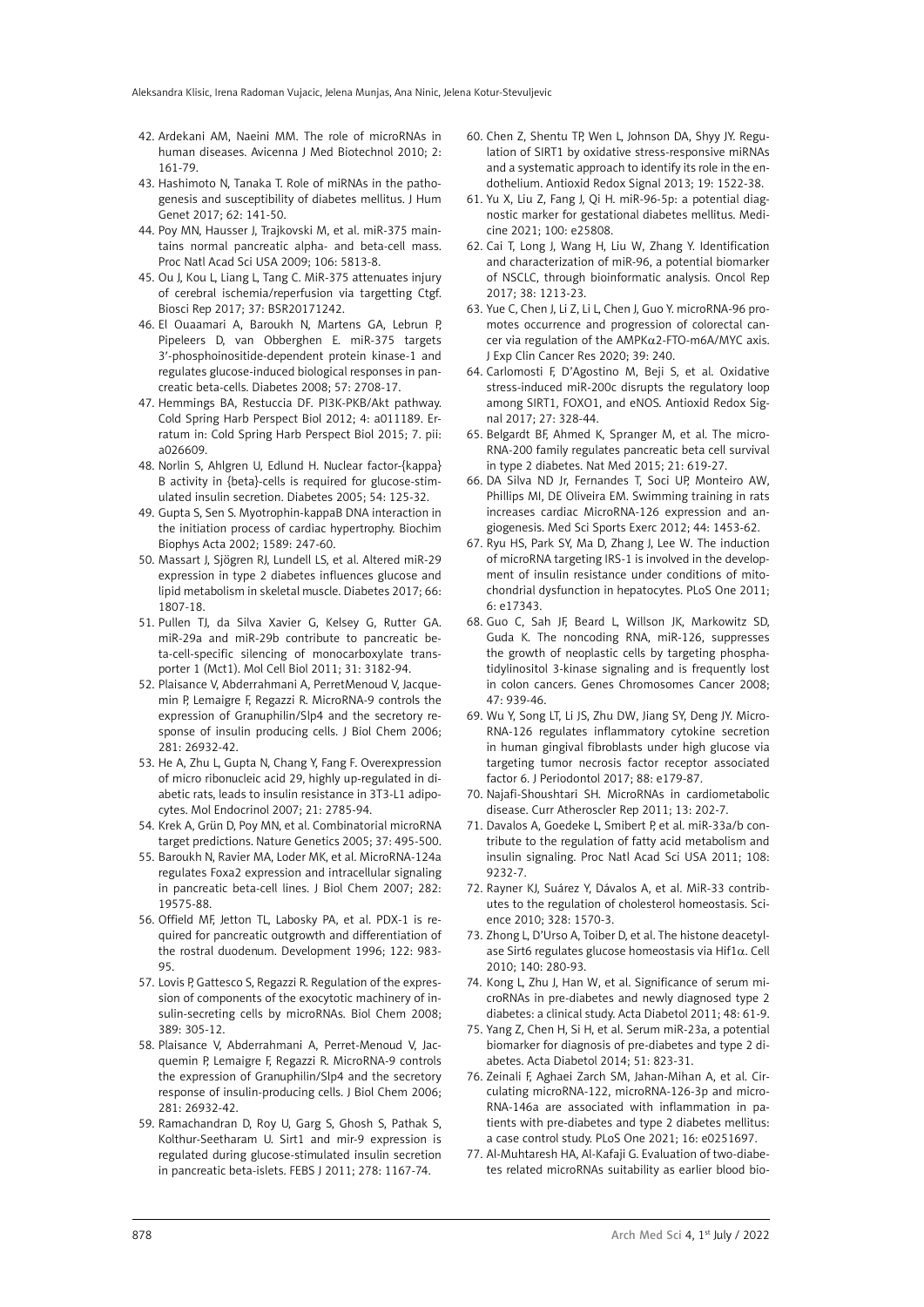42. Ardekani AM, Naeini MM. The role of microRNAs in human diseases. Avicenna J Med Biotechnol 2010; 2: 161-79.
43. Hashimoto N, Tanaka T. Role of miRNAs in the pathogenesis and susceptibility of diabetes mellitus. J Hum Genet 2017; 62: 141-50.
44. Poy MN, Hausser J, Trajkovski M, et al. miR-375 maintains normal pancreatic alpha- and beta-cell mass. Proc Natl Acad Sci USA 2009; 106: 5813-8.
45. Ou J, Kou L, Liang L, Tang C. MiR-375 attenuates injury of cerebral ischemia/reperfusion via targetting Ctgf. Biosci Rep 2017; 37: BSR20171242.
46. El Ouaamari A, Baroukh N, Martens GA, Lebrun P, Pipeleers D, van Obberghen E. miR-375 targets 3'-phosphoinositide-dependent protein kinase-1 and regulates glucose-induced biological responses in pancreatic beta-cells. Diabetes 2008; 57: 2708-17.
47. Hemmings BA, Restuccia DF. PI3K-PKB/Akt pathway. Cold Spring Harb Perspect Biol 2012; 4: a011189. Erratum in: Cold Spring Harb Perspect Biol 2015; 7. pii: a026609.
48. Norlin S, Ahlgren U, Edlund H. Nuclear factor-{kappa} B activity in {beta}-cells is required for glucose-stimulated insulin secretion. Diabetes 2005; 54: 125-32.
49. Gupta S, Sen S. Myotrophin-kappaB DNA interaction in the initiation process of cardiac hypertrophy. Biochim Biophys Acta 2002; 1589: 247-60.
50. Massart J, Sjögren RJ, Lundell LS, et al. Altered miR-29 expression in type 2 diabetes influences glucose and lipid metabolism in skeletal muscle. Diabetes 2017; 66: 1807-18.
51. Pullen TJ, da Silva Xavier G, Kelsey G, Rutter GA. miR-29a and miR-29b contribute to pancreatic beta-cell-specific silencing of monocarboxylate transporter 1 (Mct1). Mol Cell Biol 2011; 31: 3182-94.
52. Plaisance V, Abderrahmani A, PerretMenoud V, Jacquemin P, Lemaigre F, Regazzi R. MicroRNA-9 controls the expression of Granuphilin/Slp4 and the secretory response of insulin producing cells. J Biol Chem 2006; 281: 26932-42.
53. He A, Zhu L, Gupta N, Chang Y, Fang F. Overexpression of micro ribonucleic acid 29, highly up-regulated in diabetic rats, leads to insulin resistance in 3T3-L1 adipocytes. Mol Endocrinol 2007; 21: 2785-94.
54. Krek A, Grün D, Poy MN, et al. Combinatorial microRNA target predictions. Nature Genetics 2005; 37: 495-500.
55. Baroukh N, Ravier MA, Loder MK, et al. MicroRNA-124a regulates Foxa2 expression and intracellular signaling in pancreatic beta-cell lines. J Biol Chem 2007; 282: 19575-88.
56. Offield MF, Jetton TL, Labosky PA, et al. PDX-1 is required for pancreatic outgrowth and differentiation of the rostral duodenum. Development 1996; 122: 983-95.
57. Lovis P, Gattesco S, Regazzi R. Regulation of the expression of components of the exocytotic machinery of insulin-secreting cells by microRNAs. Biol Chem 2008; 389: 305-12.
58. Plaisance V, Abderrahmani A, Perret-Menoud V, Jacquemin P, Lemaigre F, Regazzi R. MicroRNA-9 controls the expression of Granuphilin/Slp4 and the secretory response of insulin-producing cells. J Biol Chem 2006; 281: 26932-42.
59. Ramachandran D, Roy U, Garg S, Ghosh S, Pathak S, Kolthur-Seetharam U. Sirt1 and mir-9 expression is regulated during glucose-stimulated insulin secretion in pancreatic beta-islets. FEBS J 2011; 278: 1167-74.
60. Chen Z, Shentu TP, Wen L, Johnson DA, Shyy JY. Regulation of SIRT1 by oxidative stress-responsive miRNAs and a systematic approach to identify its role in the endothelium. Antioxid Redox Signal 2013; 19: 1522-38.
61. Yu X, Liu Z, Fang J, Qi H. miR-96-5p: a potential diagnostic marker for gestational diabetes mellitus. Medicine 2021; 100: e25808.
62. Cai T, Long J, Wang H, Liu W, Zhang Y. Identification and characterization of miR-96, a potential biomarker of NSCLC, through bioinformatic analysis. Oncol Rep 2017; 38: 1213-23.
63. Yue C, Chen J, Li Z, Li L, Chen J, Guo Y. microRNA-96 promotes occurrence and progression of colorectal cancer via regulation of the AMPK$\alpha$2-FTO-m6A/MYC axis. J Exp Clin Cancer Res 2020; 39: 240.
64. Carlomosti F, D'Agostino M, Beji S, et al. Oxidative stress-induced miR-200c disrupts the regulatory loop among SIRT1, FOXO1, and eNOS. Antioxid Redox Signal 2017; 27: 328-44.
65. Belgardt BF, Ahmed K, Spranger M, et al. The microRNA-200 family regulates pancreatic beta cell survival in type 2 diabetes. Nat Med 2015; 21: 619-27.
66. DA Silva ND Jr, Fernandes T, Soci UP, Monteiro AW, Phillips MI, DE Oliveira EM. Swimming training in rats increases cardiac MicroRNA-126 expression and angiogenesis. Med Sci Sports Exerc 2012; 44: 1453-62.
67. Ryu HS, Park SY, Ma D, Zhang J, Lee W. The induction of microRNA targeting IRS-1 is involved in the development of insulin resistance under conditions of mitochondrial dysfunction in hepatocytes. PLoS One 2011; 6: e17343.
68. Guo C, Sah JF, Beard L, Willson JK, Markowitz SD, Guda K. The noncoding RNA, miR-126, suppresses the growth of neoplastic cells by targeting phosphatidylinositol 3-kinase signaling and is frequently lost in colon cancers. Genes Chromosomes Cancer 2008; 47: 939-46.
69. Wu Y, Song LT, Li JS, Zhu DW, Jiang SY, Deng JY. MicroRNA-126 regulates inflammatory cytokine secretion in human gingival fibroblasts under high glucose via targeting tumor necrosis factor receptor associated factor 6. J Periodontol 2017; 88: e179-87.
70. Najafi-Shoushtari SH. MicroRNAs in cardiometabolic disease. Curr Atheroscler Rep 2011; 13: 202-7.
71. Davalos A, Goedeke L, Smibert P, et al. miR-33a/b contribute to the regulation of fatty acid metabolism and insulin signaling. Proc Natl Acad Sci USA 2011; 108: 9232-7.
72. Rayner KJ, Suárez Y, Dávalos A, et al. MiR-33 contributes to the regulation of cholesterol homeostasis. Science 2010; 328: 1570-3.
73. Zhong L, D'Urso A, Toiber D, et al. The histone deacetylase Sirt6 regulates glucose homeostasis via Hif1$\alpha$. Cell 2010; 140: 280-93.
74. Kong L, Zhu J, Han W, et al. Significance of serum microRNAs in pre-diabetes and newly diagnosed type 2 diabetes: a clinical study. Acta Diabetol 2011; 48: 61-9.
75. Yang Z, Chen H, Si H, et al. Serum miR-23a, a potential biomarker for diagnosis of pre-diabetes and type 2 diabetes. Acta Diabetol 2014; 51: 823-31.
76. Zeinali F, Aghaei Zarch SM, Jahan-Mihan A, et al. Circulating microRNA-122, microRNA-126-3p and microRNA-146a are associated with inflammation in patients with pre-diabetes and type 2 diabetes mellitus: a case control study. PLoS One 2021; 16: e0251697.
77. Al-Muhtaresh HA, Al-Kafaji G. Evaluation of two-diabetes related microRNAs suitability as earlier blood bio-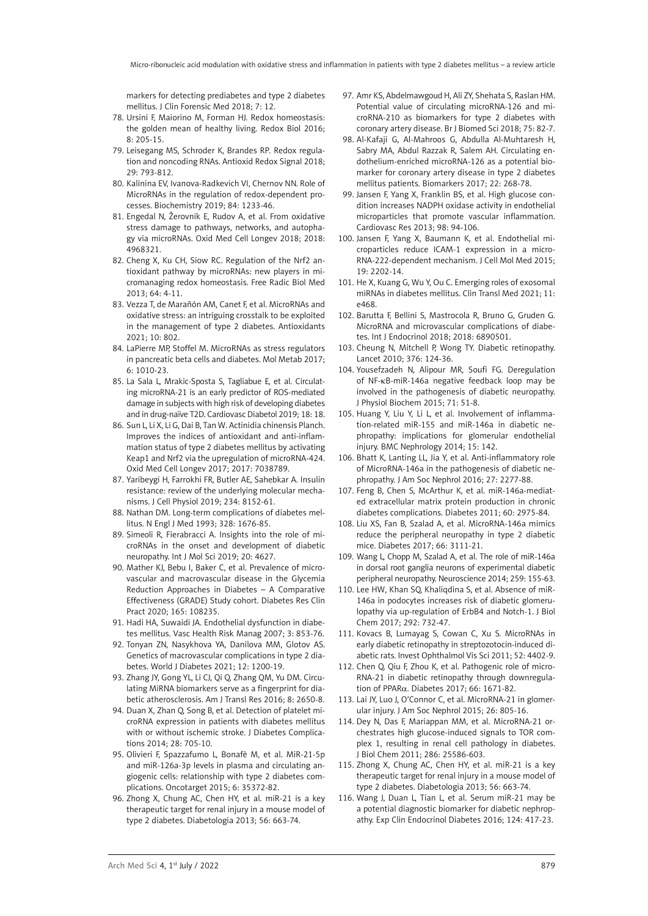markers for detecting prediabetes and type 2 diabetes mellitus. J Clin Forensic Med 2018; 7: 12.

78. Ursini F, Maiorino M, Forman HJ. Redox homeostasis: the golden mean of healthy living. Redox Biol 2016; 8: 205-15.
79. Leisegang MS, Schroder K, Brandes RP. Redox regulation and noncoding RNAs. Antioxid Redox Signal 2018; 29: 793-812.
80. Kalinina EV, Ivanova-Radkevich VI, Chernov NN. Role of MicroRNAs in the regulation of redox-dependent processes. Biochemistry 2019; 84: 1233-46.
81. Engedal N, Žerovnik E, Rudov A, et al. From oxidative stress damage to pathways, networks, and autophagy via microRNAs. Oxid Med Cell Longev 2018; 2018: 4968321.
82. Cheng X, Ku CH, Siow RC. Regulation of the Nrf2 antioxidant pathway by microRNAs: new players in micromanaging redox homeostasis. Free Radic Biol Med 2013; 64: 4-11.
83. Vezza T, de Marañón AM, Canet F, et al. MicroRNAs and oxidative stress: an intriguing crosstalk to be exploited in the management of type 2 diabetes. Antioxidants 2021; 10: 802.
84. LaPierre MP, Stoffel M. MicroRNAs as stress regulators in pancreatic beta cells and diabetes. Mol Metab 2017; 6: 1010-23.
85. La Sala L, Mrakic-Sposta S, Tagliabue E, et al. Circulating microRNA-21 is an early predictor of ROS-mediated damage in subjects with high risk of developing diabetes and in drug-naïve T2D. Cardiovasc Diabetol 2019; 18: 18.
86. Sun L, Li X, Li G, Dai B, Tan W. Actinidia chinensis Planch. Improves the indices of antioxidant and anti-inflammation status of type 2 diabetes mellitus by activating Keap1 and Nrf2 via the upregulation of microRNA-424. Oxid Med Cell Longev 2017; 2017: 7038789.
87. Yaribeygi H, Farrokhi FR, Butler AE, Sahebkar A. Insulin resistance: review of the underlying molecular mechanisms. J Cell Physiol 2019; 234: 8152-61.
88. Nathan DM. Long-term complications of diabetes mellitus. N Engl J Med 1993; 328: 1676-85.
89. Simeoli R, Fierabracci A. Insights into the role of microRNAs in the onset and development of diabetic neuropathy. Int J Mol Sci 2019; 20: 4627.
90. Mather KJ, Bebu I, Baker C, et al. Prevalence of microvascular and macrovascular disease in the Glycemia Reduction Approaches in Diabetes – A Comparative Effectiveness (GRADE) Study cohort. Diabetes Res Clin Pract 2020; 165: 108235.
91. Hadi HA, Suwaidi JA. Endothelial dysfunction in diabetes mellitus. Vasc Health Risk Manag 2007; 3: 853-76.
92. Tonyan ZN, Nasykhova YA, Danilova MM, Glotov AS. Genetics of macrovascular complications in type 2 diabetes. World J Diabetes 2021; 12: 1200-19.
93. Zhang JY, Gong YL, Li CJ, Qi Q, Zhang QM, Yu DM. Circulating MiRNA biomarkers serve as a fingerprint for diabetic atherosclerosis. Am J Transl Res 2016; 8: 2650-8.
94. Duan X, Zhan Q, Song B, et al. Detection of platelet microRNA expression in patients with diabetes mellitus with or without ischemic stroke. J Diabetes Complications 2014; 28: 705-10.
95. Olivieri F, Spazzafumo L, Bonafè M, et al. MiR-21-5p and miR-126a-3p levels in plasma and circulating angiogenic cells: relationship with type 2 diabetes complications. Oncotarget 2015; 6: 35372-82.
96. Zhong X, Chung AC, Chen HY, et al. miR-21 is a key therapeutic target for renal injury in a mouse model of type 2 diabetes. Diabetologia 2013; 56: 663-74.
97. Amr KS, Abdelmawgoud H, Ali ZY, Shehata S, Raslan HM. Potential value of circulating microRNA-126 and microRNA-210 as biomarkers for type 2 diabetes with coronary artery disease. Br J Biomed Sci 2018; 75: 82-7.
98. Al-Kafaji G, Al-Mahroos G, Abdulla Al-Muhtaresh H, Sabry MA, Abdul Razzak R, Salem AH. Circulating endothelium-enriched microRNA-126 as a potential biomarker for coronary artery disease in type 2 diabetes mellitus patients. Biomarkers 2017; 22: 268-78.
99. Jansen F, Yang X, Franklin BS, et al. High glucose condition increases NADPH oxidase activity in endothelial microparticles that promote vascular inflammation. Cardiovasc Res 2013; 98: 94-106.
100. Jansen F, Yang X, Baumann K, et al. Endothelial microparticles reduce ICAM-1 expression in a microRNA-222-dependent mechanism. J Cell Mol Med 2015; 19: 2202-14.
101. He X, Kuang G, Wu Y, Ou C. Emerging roles of exosomal miRNAs in diabetes mellitus. Clin Transl Med 2021; 11: e468.
102. Barutta F, Bellini S, Mastrocola R, Bruno G, Gruden G. MicroRNA and microvascular complications of diabetes. Int J Endocrinol 2018; 2018: 6890501.
103. Cheung N, Mitchell P, Wong TY. Diabetic retinopathy. Lancet 2010; 376: 124-36.
104. Yousefzadeh N, Alipour MR, Soufi FG. Deregulation of NF-κB-miR-146a negative feedback loop may be involved in the pathogenesis of diabetic neuropathy. J Physiol Biochem 2015; 71: 51-8.
105. Huang Y, Liu Y, Li L, et al. Involvement of inflammation-related miR-155 and miR-146a in diabetic nephropathy: implications for glomerular endothelial injury. BMC Nephrology 2014; 15: 142.
106. Bhatt K, Lanting LL, Jia Y, et al. Anti-inflammatory role of MicroRNA-146a in the pathogenesis of diabetic nephropathy. J Am Soc Nephrol 2016; 27: 2277-88.
107. Feng B, Chen S, McArthur K, et al. miR-146a-mediated extracellular matrix protein production in chronic diabetes complications. Diabetes 2011; 60: 2975-84.
108. Liu XS, Fan B, Szalad A, et al. MicroRNA-146a mimics reduce the peripheral neuropathy in type 2 diabetic mice. Diabetes 2017; 66: 3111-21.
109. Wang L, Chopp M, Szalad A, et al. The role of miR-146a in dorsal root ganglia neurons of experimental diabetic peripheral neuropathy. Neuroscience 2014; 259: 155-63.
110. Lee HW, Khan SQ, Khaliqdina S, et al. Absence of miR-146a in podocytes increases risk of diabetic glomerulopathy via up-regulation of ErbB4 and Notch-1. J Biol Chem 2017; 292: 732-47.
111. Kovacs B, Lumayag S, Cowan C, Xu S. MicroRNAs in early diabetic retinopathy in streptozotocin-induced diabetic rats. Invest Ophthalmol Vis Sci 2011; 52: 4402-9.
112. Chen Q, Qiu F, Zhou K, et al. Pathogenic role of microRNA-21 in diabetic retinopathy through downregulation of PPARα. Diabetes 2017; 66: 1671-82.
113. Lai JY, Luo J, O'Connor C, et al. MicroRNA-21 in glomerular injury. J Am Soc Nephrol 2015; 26: 805-16.
114. Dey N, Das F, Mariappan MM, et al. MicroRNA-21 orchestrates high glucose-induced signals to TOR complex 1, resulting in renal cell pathology in diabetes. J Biol Chem 2011; 286: 25586-603.
115. Zhong X, Chung AC, Chen HY, et al. miR-21 is a key therapeutic target for renal injury in a mouse model of type 2 diabetes. Diabetologia 2013; 56: 663-74.
116. Wang J, Duan L, Tian L, et al. Serum miR-21 may be a potential diagnostic biomarker for diabetic nephropathy. Exp Clin Endocrinol Diabetes 2016; 124: 417-23.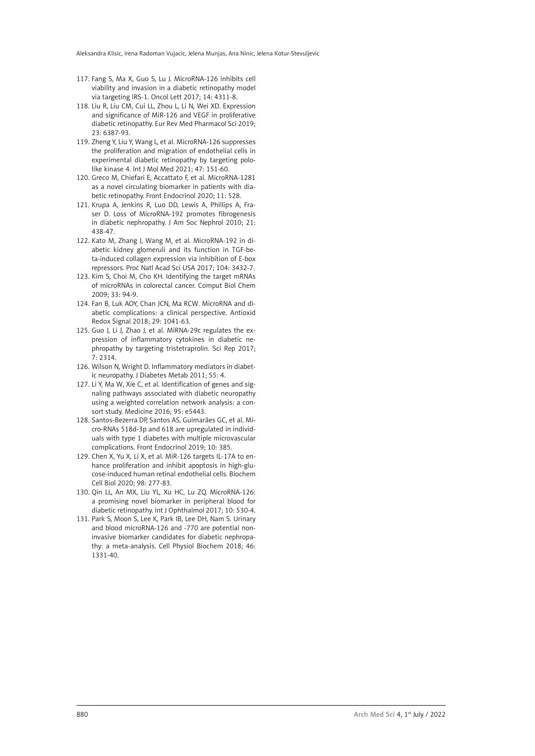117. Fang S, Ma X, Guo S, Lu J. MicroRNA-126 inhibits cell viability and invasion in a diabetic retinopathy model via targeting IRS-1. Oncol Lett 2017; 14: 4311-8.
118. Liu R, Liu CM, Cui LL, Zhou L, Li N, Wei XD. Expression and significance of MiR-126 and VEGF in proliferative diabetic retinopathy. Eur Rev Med Pharmacol Sci 2019; 23: 6387-93.
119. Zheng Y, Liu Y, Wang L, et al. MicroRNA-126 suppresses the proliferation and migration of endothelial cells in experimental diabetic retinopathy by targeting polo-like kinase 4. Int J Mol Med 2021; 47: 151-60.
120. Greco M, Chiefari E, Accattato F, et al. MicroRNA-1281 as a novel circulating biomarker in patients with diabetic retinopathy. Front Endocrinol 2020; 11: 528.
121. Krupa A, Jenkins R, Luo DD, Lewis A, Phillips A, Fraser D. Loss of MicroRNA-192 promotes fibrogenesis in diabetic nephropathy. J Am Soc Nephrol 2010; 21: 438-47.
122. Kato M, Zhang J, Wang M, et al. MicroRNA-192 in diabetic kidney glomeruli and its function in TGF-beta-induced collagen expression via inhibition of E-box repressors. Proc Natl Acad Sci USA 2017; 104: 3432-7.
123. Kim S, Choi M, Cho KH. Identifying the target mRNAs of microRNAs in colorectal cancer. Comput Biol Chem 2009; 33: 94-9.
124. Fan B, Luk AOY, Chan JCN, Ma RCW. MicroRNA and diabetic complications: a clinical perspective. Antioxid Redox Signal 2018; 29: 1041-63.
125. Guo J, Li J, Zhao J, et al. MiRNA-29c regulates the expression of inflammatory cytokines in diabetic nephropathy by targeting tristetraprolin. Sci Rep 2017; 7: 2314.
126. Wilson N, Wright D. Inflammatory mediators in diabetic neuropathy. J Diabetes Metab 2011; S5: 4.
127. Li Y, Ma W, Xie C, et al. Identification of genes and signaling pathways associated with diabetic neuropathy using a weighted correlation network analysis: a consort study. Medicine 2016; 95: e5443.
128. Santos-Bezerra DP, Santos AS, Guimarães GC, et al. Micro-RNAs 518d-3p and 618 are upregulated in individuals with type 1 diabetes with multiple microvascular complications. Front Endocrinol 2019; 10: 385.
129. Chen X, Yu X, Li X, et al. MiR-126 targets IL-17A to enhance proliferation and inhibit apoptosis in high-glucose-induced human retinal endothelial cells. Biochem Cell Biol 2020; 98: 277-83.
130. Qin LL, An MX, Liu YL, Xu HC, Lu ZQ. MicroRNA-126: a promising novel biomarker in peripheral blood for diabetic retinopathy. Int J Ophthalmol 2017; 10: 530-4.
131. Park S, Moon S, Lee K, Park IB, Lee DH, Nam S. Urinary and blood microRNA-126 and -770 are potential noninvasive biomarker candidates for diabetic nephropathy: a meta-analysis. Cell Physiol Biochem 2018; 46: 1331-40.